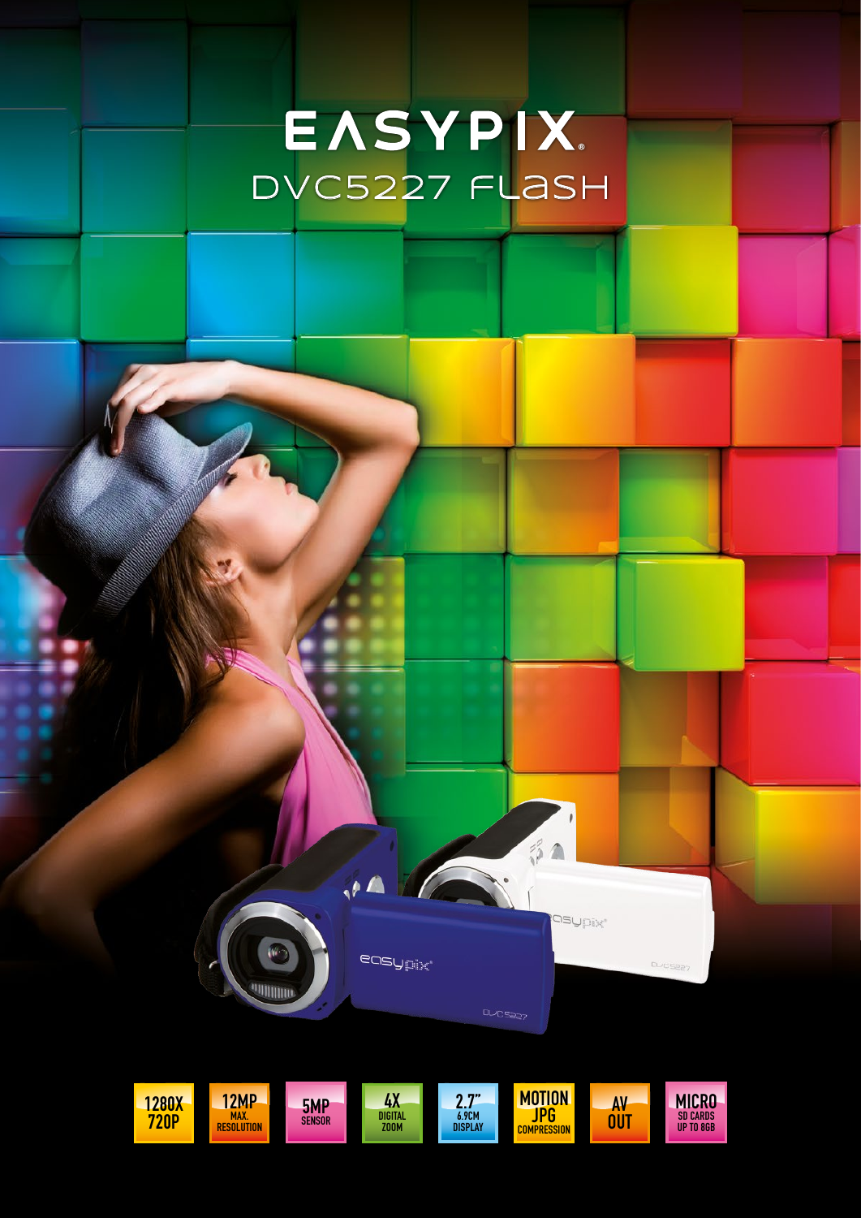# EASYPIX

## DVC5227 FLASH

1280X 720P

12MP MAX. RESOLUTION

5MP SENSOR

4X DIGITAL ZOOM

2.7" 6.9CM DISPLAY

MOTION JPG COMPRESSION

AV OUT

MICRO SD CARDS UP TO 8GB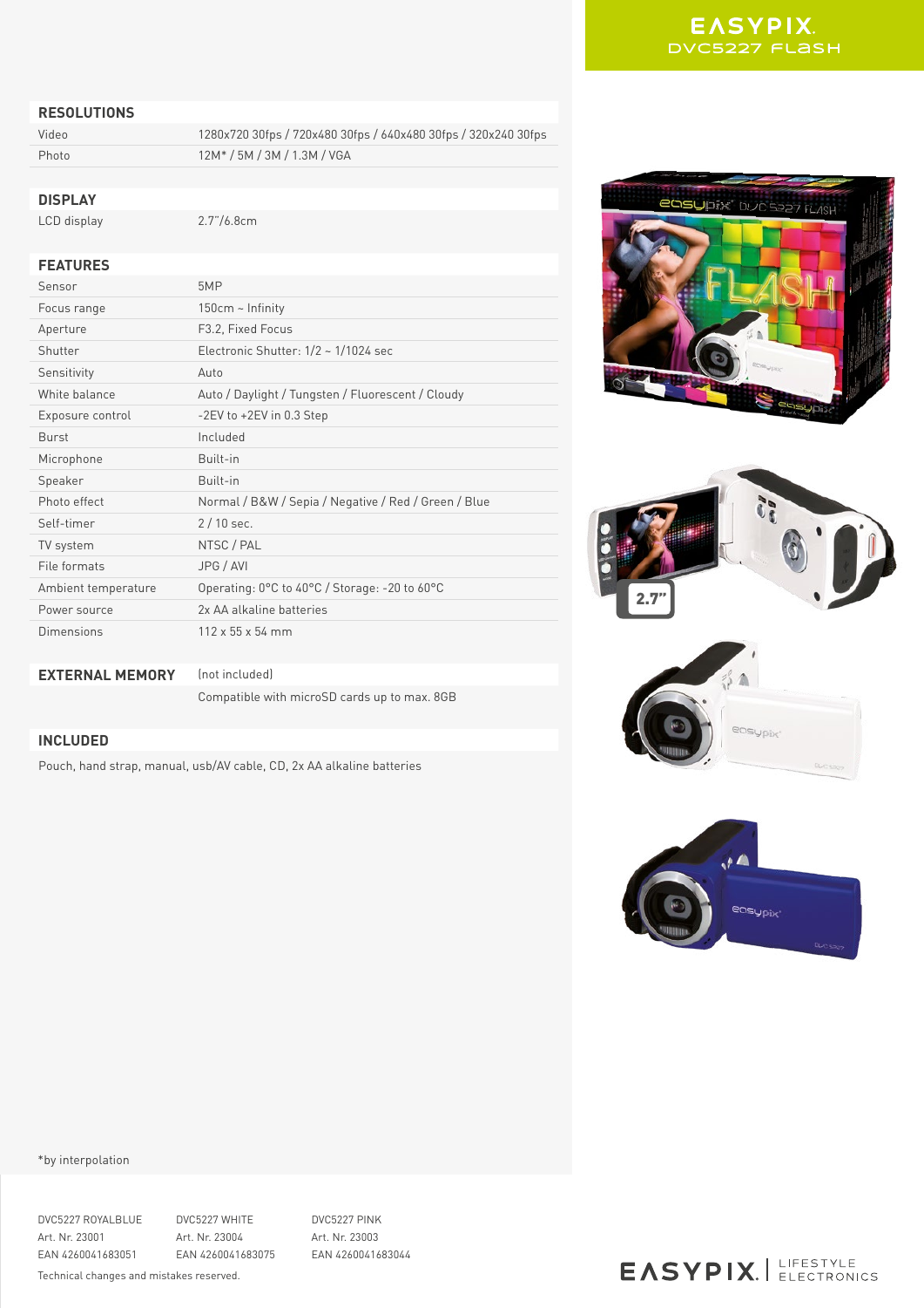# EASYPIX.
DVC5227 FLASH

## RESOLUTIONS

| | |
|---|---|
| Video | 1280x720 30fps / 720x480 30fps / 640x480 30fps / 320x240 30fps |
| Photo | 12M* / 5M / 3M / 1.3M / VGA |

## DISPLAY

| | |
|---|---|
| LCD display | 2.7"/6.8cm |

## FEATURES

| | |
|---|---|
| Sensor | 5MP |
| Focus range | 150cm ~ Infinity |
| Aperture | F3.2, Fixed Focus |
| Shutter | Electronic Shutter: 1/2 ~ 1/1024 sec |
| Sensitivity | Auto |
| White balance | Auto / Daylight / Tungsten / Fluorescent / Cloudy |
| Exposure control | -2EV to +2EV in 0.3 Step |
| Burst | Included |
| Microphone | Built-in |
| Speaker | Built-in |
| Photo effect | Normal / B&W / Sepia / Negative / Red / Green / Blue |
| Self-timer | 2 / 10 sec. |
| TV system | NTSC / PAL |
| File formats | JPG / AVI |
| Ambient temperature | Operating: 0°C to 40°C / Storage: -20 to 60°C |
| Power source | 2x AA alkaline batteries |
| Dimensions | 112 x 55 x 54 mm |

## EXTERNAL MEMORY

(not included)

Compatible with microSD cards up to max. 8GB

## INCLUDED

Pouch, hand strap, manual, usb/AV cable, CD, 2x AA alkaline batteries

*by interpolation

| | | |
|---|---|---|
| DVC5227 ROYALBLUE | DVC5227 WHITE | DVC5227 PINK |
| Art. Nr. 23001 | Art. Nr. 23004 | Art. Nr. 23003 |
| EAN 4260041683051 | EAN 4260041683075 | EAN 4260041683044 |

Technical changes and mistakes reserved.

EASYPIX. | LIFESTYLE ELECTRONICS